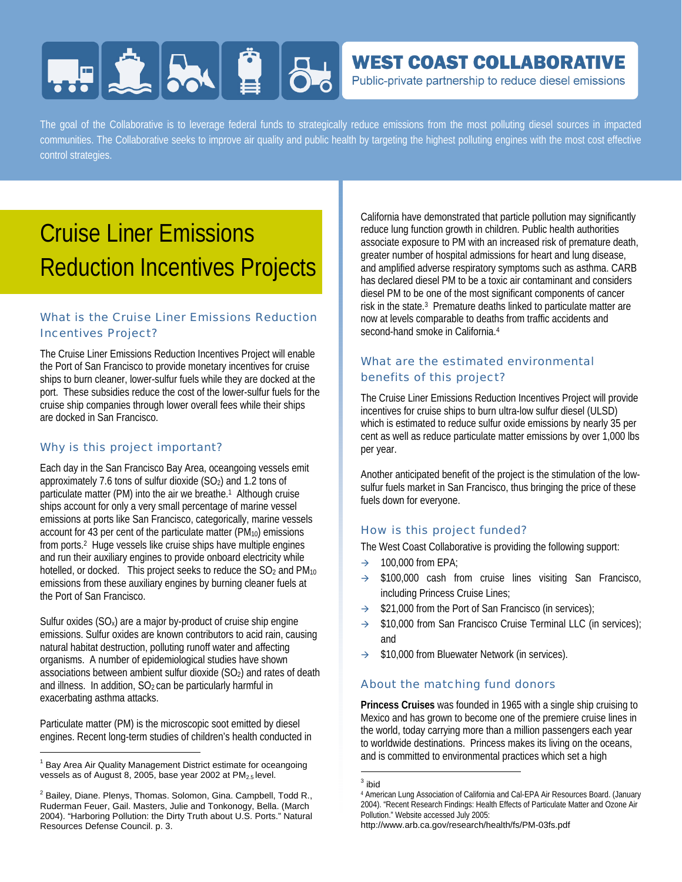# WEST COAST COLLABORATIVE

Public-private partnership to reduce diesel emissions

The goal of the Collaborative is to leverage federal funds to strategically reduce emissions from the most polluting diesel sources in impacted communities. The Collaborative seeks to improve air quality and public health by targeting the highest polluting engines with the most cost effective control strategies.

# Cruise Liner Emissions Reduction Incentives Projects

## What is the Cruise Liner Emissions Reduction Incentives Project?

The Cruise Liner Emissions Reduction Incentives Project will enable the Port of San Francisco to provide monetary incentives for cruise ships to burn cleaner, lower-sulfur fuels while they are docked at the port. These subsidies reduce the cost of the lower-sulfur fuels for the cruise ship companies through lower overall fees while their ships are docked in San Francisco.

## Why is this project important?

Each day in the San Francisco Bay Area, oceangoing vessels emit approximately 7.6 tons of sulfur dioxide ($SO_2$) and 1.2 tons of particulate matter (PM) into the air we breathe.[1] Although cruise ships account for only a very small percentage of marine vessel emissions at ports like San Francisco, categorically, marine vessels account for 43 per cent of the particulate matter ($PM_{10}$) emissions from ports.[2] Huge vessels like cruise ships have multiple engines and run their auxiliary engines to provide onboard electricity while hotelled, or docked. This project seeks to reduce the $SO_2$ and $PM_{10}$ emissions from these auxiliary engines by burning cleaner fuels at the Port of San Francisco.

Sulfur oxides ($SO_x$) are a major by-product of cruise ship engine emissions. Sulfur oxides are known contributors to acid rain, causing natural habitat destruction, polluting runoff water and affecting organisms. A number of epidemiological studies have shown associations between ambient sulfur dioxide ($SO_2$) and rates of death and illness. In addition, $SO_2$ can be particularly harmful in exacerbating asthma attacks.

Particulate matter (PM) is the microscopic soot emitted by diesel engines. Recent long-term studies of children's health conducted in California have demonstrated that particle pollution may significantly reduce lung function growth in children. Public health authorities associate exposure to PM with an increased risk of premature death, greater number of hospital admissions for heart and lung disease, and amplified adverse respiratory symptoms such as asthma. CARB has declared diesel PM to be a toxic air contaminant and considers diesel PM to be one of the most significant components of cancer risk in the state.[3] Premature deaths linked to particulate matter are now at levels comparable to deaths from traffic accidents and second-hand smoke in California.[4]

## What are the estimated environmental benefits of this project?

The Cruise Liner Emissions Reduction Incentives Project will provide incentives for cruise ships to burn ultra-low sulfur diesel (ULSD) which is estimated to reduce sulfur oxide emissions by nearly 35 per cent as well as reduce particulate matter emissions by over 1,000 lbs per year.

Another anticipated benefit of the project is the stimulation of the low-sulfur fuels market in San Francisco, thus bringing the price of these fuels down for everyone.

## How is this project funded?

The West Coast Collaborative is providing the following support:

- 100,000 from EPA;
- $100,000 cash from cruise lines visiting San Francisco, including Princess Cruise Lines;
- $21,000 from the Port of San Francisco (in services);
- $10,000 from San Francisco Cruise Terminal LLC (in services); and
- $10,000 from Bluewater Network (in services).

## About the matching fund donors

**Princess Cruises** was founded in 1965 with a single ship cruising to Mexico and has grown to become one of the premiere cruise lines in the world, today carrying more than a million passengers each year to worldwide destinations. Princess makes its living on the oceans, and is committed to environmental practices which set a high

---

[1] Bay Area Air Quality Management District estimate for oceangoing vessels as of August 8, 2005, base year 2002 at $PM_{2.5}$ level.

[2] Bailey, Diane. Plenys, Thomas. Solomon, Gina. Campbell, Todd R., Ruderman Feuer, Gail. Masters, Julie and Tonkonogy, Bella. (March 2004). "Harboring Pollution: the Dirty Truth about U.S. Ports." Natural Resources Defense Council. p. 3.

[3] ibid

[4] American Lung Association of California and Cal-EPA Air Resources Board. (January 2004). "Recent Research Findings: Health Effects of Particulate Matter and Ozone Air Pollution." Website accessed July 2005: http://www.arb.ca.gov/research/health/fs/PM-03fs.pdf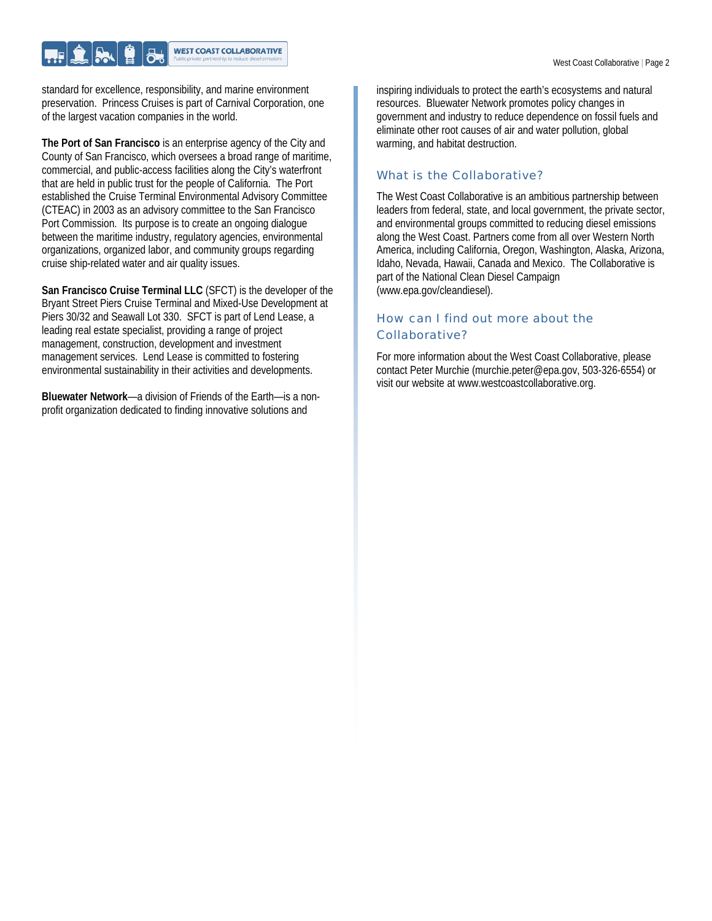standard for excellence, responsibility, and marine environment preservation. Princess Cruises is part of Carnival Corporation, one of the largest vacation companies in the world.

**The Port of San Francisco** is an enterprise agency of the City and County of San Francisco, which oversees a broad range of maritime, commercial, and public-access facilities along the City's waterfront that are held in public trust for the people of California. The Port established the Cruise Terminal Environmental Advisory Committee (CTEAC) in 2003 as an advisory committee to the San Francisco Port Commission. Its purpose is to create an ongoing dialogue between the maritime industry, regulatory agencies, environmental organizations, organized labor, and community groups regarding cruise ship-related water and air quality issues.

**San Francisco Cruise Terminal LLC** (SFCT) is the developer of the Bryant Street Piers Cruise Terminal and Mixed-Use Development at Piers 30/32 and Seawall Lot 330. SFCT is part of Lend Lease, a leading real estate specialist, providing a range of project management, construction, development and investment management services. Lend Lease is committed to fostering environmental sustainability in their activities and developments.

**Bluewater Network**—a division of Friends of the Earth—is a non-profit organization dedicated to finding innovative solutions and inspiring individuals to protect the earth's ecosystems and natural resources. Bluewater Network promotes policy changes in government and industry to reduce dependence on fossil fuels and eliminate other root causes of air and water pollution, global warming, and habitat destruction.

## What is the Collaborative?

The West Coast Collaborative is an ambitious partnership between leaders from federal, state, and local government, the private sector, and environmental groups committed to reducing diesel emissions along the West Coast. Partners come from all over Western North America, including California, Oregon, Washington, Alaska, Arizona, Idaho, Nevada, Hawaii, Canada and Mexico. The Collaborative is part of the National Clean Diesel Campaign (www.epa.gov/cleandiesel).

## How can I find out more about the Collaborative?

For more information about the West Coast Collaborative, please contact Peter Murchie (murchie.peter@epa.gov, 503-326-6554) or visit our website at www.westcoastcollaborative.org.